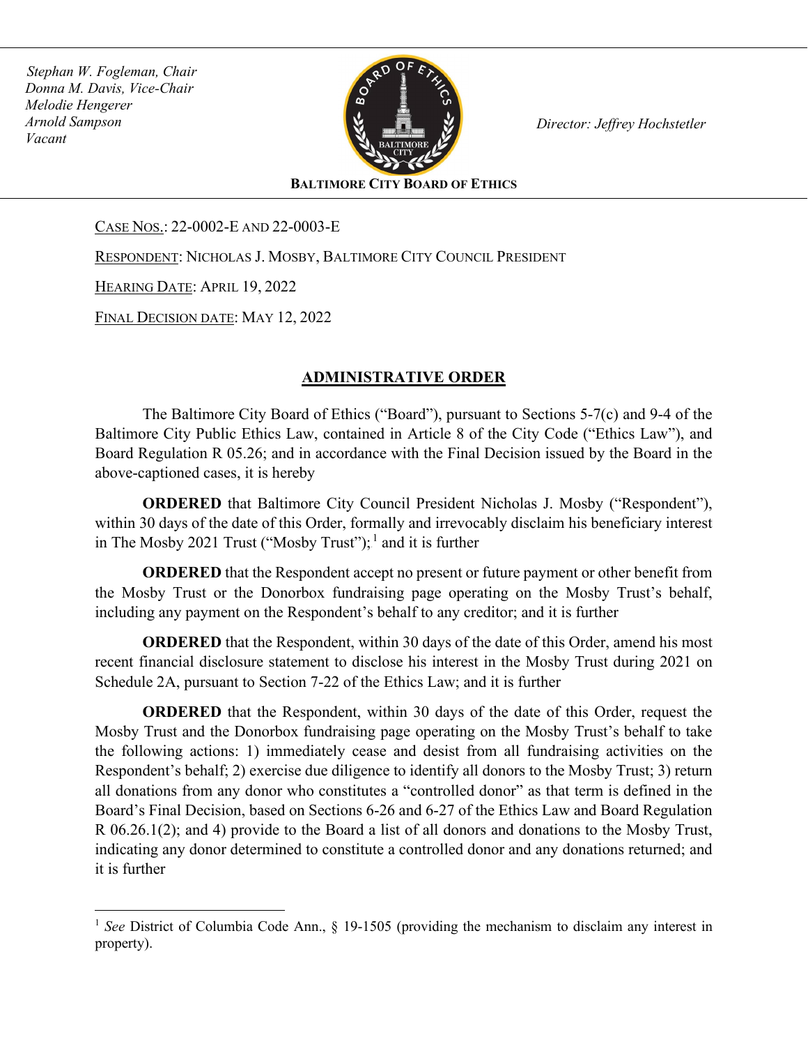*Stephan W. Fogleman, Chair*
*Donna M. Davis, Vice-Chair*
*Melodie Hengerer*
*Arnold Sampson*
*Vacant*

*Director: Jeffrey Hochstetler*

**BALTIMORE CITY BOARD OF ETHICS**

CASE NOS.: 22-0002-E AND 22-0003-E

RESPONDENT: NICHOLAS J. MOSBY, BALTIMORE CITY COUNCIL PRESIDENT

HEARING DATE: APRIL 19, 2022

FINAL DECISION DATE: MAY 12, 2022

# ADMINISTRATIVE ORDER

The Baltimore City Board of Ethics ("Board"), pursuant to Sections 5-7(c) and 9-4 of the Baltimore City Public Ethics Law, contained in Article 8 of the City Code ("Ethics Law"), and Board Regulation R 05.26; and in accordance with the Final Decision issued by the Board in the above-captioned cases, it is hereby

**ORDERED** that Baltimore City Council President Nicholas J. Mosby ("Respondent"), within 30 days of the date of this Order, formally and irrevocably disclaim his beneficiary interest in The Mosby 2021 Trust ("Mosby Trust");[1] and it is further

**ORDERED** that the Respondent accept no present or future payment or other benefit from the Mosby Trust or the Donorbox fundraising page operating on the Mosby Trust's behalf, including any payment on the Respondent's behalf to any creditor; and it is further

**ORDERED** that the Respondent, within 30 days of the date of this Order, amend his most recent financial disclosure statement to disclose his interest in the Mosby Trust during 2021 on Schedule 2A, pursuant to Section 7-22 of the Ethics Law; and it is further

**ORDERED** that the Respondent, within 30 days of the date of this Order, request the Mosby Trust and the Donorbox fundraising page operating on the Mosby Trust's behalf to take the following actions: 1) immediately cease and desist from all fundraising activities on the Respondent's behalf; 2) exercise due diligence to identify all donors to the Mosby Trust; 3) return all donations from any donor who constitutes a "controlled donor" as that term is defined in the Board's Final Decision, based on Sections 6-26 and 6-27 of the Ethics Law and Board Regulation R 06.26.1(2); and 4) provide to the Board a list of all donors and donations to the Mosby Trust, indicating any donor determined to constitute a controlled donor and any donations returned; and it is further

---

[1] *See* District of Columbia Code Ann., § 19-1505 (providing the mechanism to disclaim any interest in property).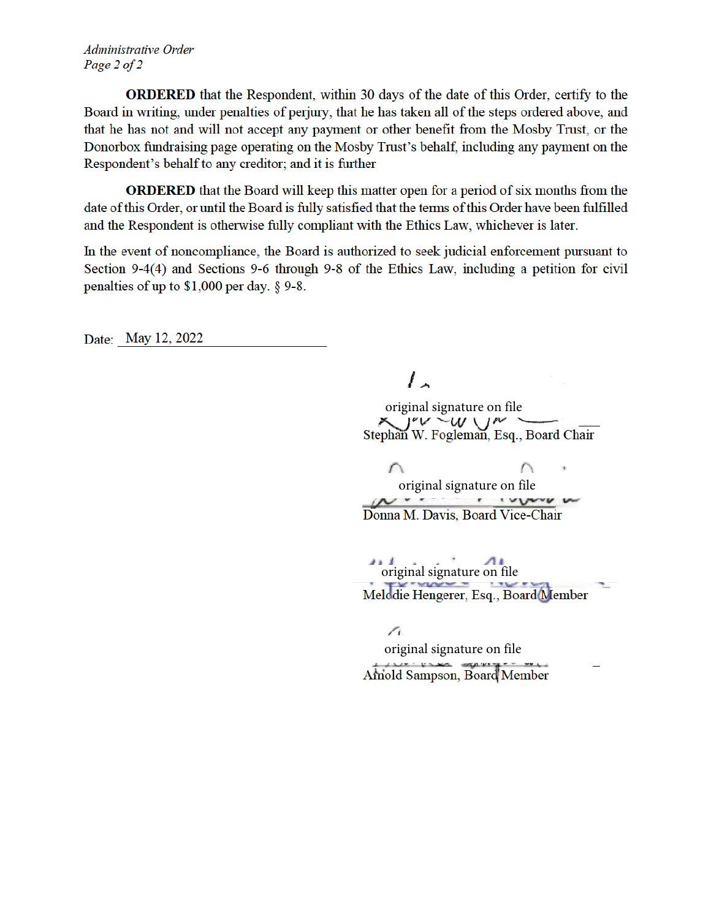**ORDERED** that the Respondent, within 30 days of the date of this Order, certify to the Board in writing, under penalties of perjury, that he has taken all of the steps ordered above, and that he has not and will not accept any payment or other benefit from the Mosby Trust, or the Donorbox fundraising page operating on the Mosby Trust's behalf, including any payment on the Respondent's behalf to any creditor; and it is further

**ORDERED** that the Board will keep this matter open for a period of six months from the date of this Order, or until the Board is fully satisfied that the terms of this Order have been fulfilled and the Respondent is otherwise fully compliant with the Ethics Law, whichever is later.

In the event of noncompliance, the Board is authorized to seek judicial enforcement pursuant to Section 9-4(4) and Sections 9-6 through 9-8 of the Ethics Law, including a petition for civil penalties of up to $1,000 per day. § 9-8.

Date: May 12, 2022

original signature on file
Stephan W. Fogleman, Esq., Board Chair

original signature on file
Donna M. Davis, Board Vice-Chair

original signature on file
Melodie Hengerer, Esq., Board Member

original signature on file
Arnold Sampson, Board Member